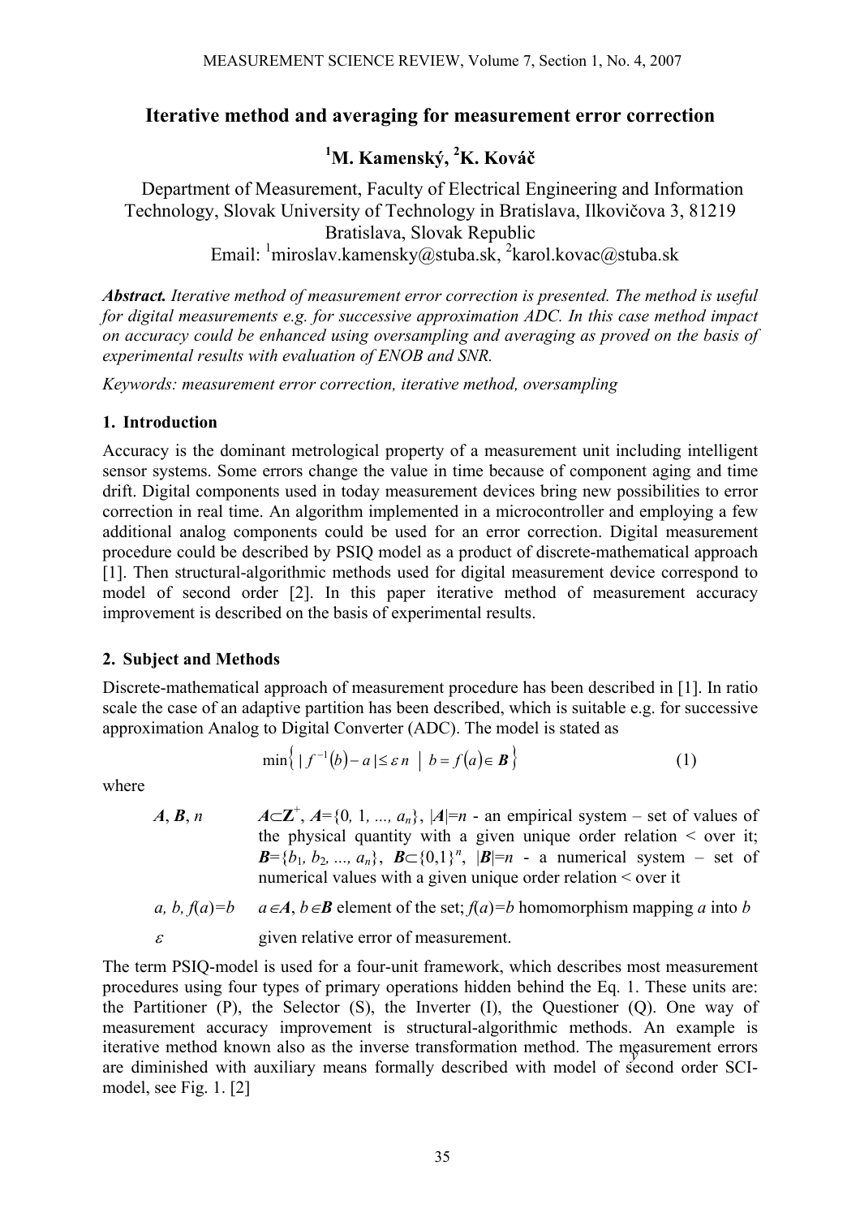# Iterative method and averaging for measurement error correction

**[1]M. Kamenský, [2]K. Kováč**

Department of Measurement, Faculty of Electrical Engineering and Information Technology, Slovak University of Technology in Bratislava, Ilkovičova 3, 81219 Bratislava, Slovak Republic
Email: [1]miroslav.kamensky@stuba.sk, [2]karol.kovac@stuba.sk

***Abstract.*** *Iterative method of measurement error correction is presented. The method is useful for digital measurements e.g. for successive approximation ADC. In this case method impact on accuracy could be enhanced using oversampling and averaging as proved on the basis of experimental results with evaluation of ENOB and SNR.*

*Keywords: measurement error correction, iterative method, oversampling*

## 1. Introduction

Accuracy is the dominant metrological property of a measurement unit including intelligent sensor systems. Some errors change the value in time because of component aging and time drift. Digital components used in today measurement devices bring new possibilities to error correction in real time. An algorithm implemented in a microcontroller and employing a few additional analog components could be used for an error correction. Digital measurement procedure could be described by PSIQ model as a product of discrete-mathematical approach [1]. Then structural-algorithmic methods used for digital measurement device correspond to model of second order [2]. In this paper iterative method of measurement accuracy improvement is described on the basis of experimental results.

## 2. Subject and Methods

Discrete-mathematical approach of measurement procedure has been described in [1]. In ratio scale the case of an adaptive partition has been described, which is suitable e.g. for successive approximation Analog to Digital Converter (ADC). The model is stated as

$$\min\left\{ \left| f^{-1}(b) - a \right| \leq \varepsilon\, n \;\middle|\; b = f(a) \in \boldsymbol{B} \right\} \tag{1}$$

where

- $\boldsymbol{A}$, $\boldsymbol{B}$, $n$ — $\boldsymbol{A} \subset \boldsymbol{Z}^{+}$, $\boldsymbol{A} = \{0, 1, ..., a_n\}$, $|\boldsymbol{A}| = n$ - an empirical system – set of values of the physical quantity with a given unique order relation < over it; $\boldsymbol{B} = \{b_1, b_2, ..., a_n\}$, $\boldsymbol{B} \subset \{0,1\}^n$, $|\boldsymbol{B}| = n$ - a numerical system – set of numerical values with a given unique order relation < over it
- $a$, $b$, $f(a) = b$ — $a \in \boldsymbol{A}$, $b \in \boldsymbol{B}$ element of the set; $f(a) = b$ homomorphism mapping $a$ into $b$
- $\varepsilon$ — given relative error of measurement.

The term PSIQ-model is used for a four-unit framework, which describes most measurement procedures using four types of primary operations hidden behind the Eq. 1. These units are: the Partitioner (P), the Selector (S), the Inverter (I), the Questioner (Q). One way of measurement accuracy improvement is structural-algorithmic methods. An example is iterative method known also as the inverse transformation method. The measurement errors are diminished with auxiliary means formally described with model of second order SCI-model, see Fig. 1. [2]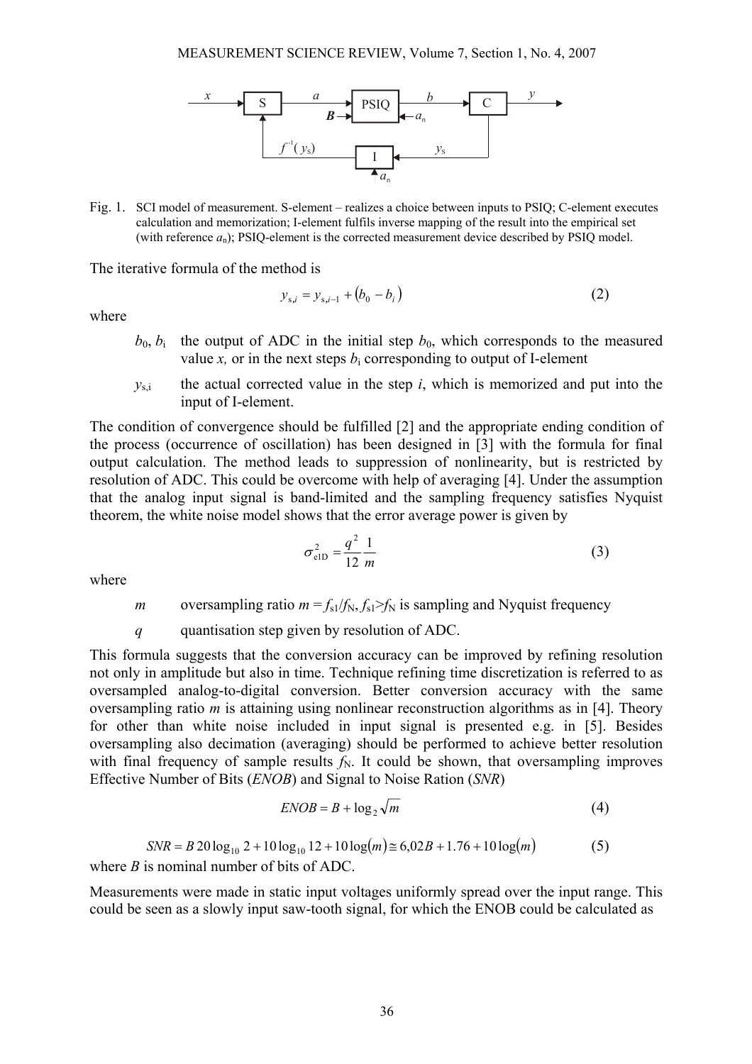Fig. 1. SCI model of measurement. S-element – realizes a choice between inputs to PSIQ; C-element executes calculation and memorization; I-element fulfils inverse mapping of the result into the empirical set (with reference $a_n$); PSIQ-element is the corrected measurement device described by PSIQ model.

The iterative formula of the method is

$$y_{s,i} = y_{s,i-1} + (b_0 - b_i) \tag{2}$$

where

- $b_0$, $b_i$ the output of ADC in the initial step $b_0$, which corresponds to the measured value $x$, or in the next steps $b_i$ corresponding to output of I-element
- $y_{s,i}$ the actual corrected value in the step $i$, which is memorized and put into the input of I-element.

The condition of convergence should be fulfilled [2] and the appropriate ending condition of the process (occurrence of oscillation) has been designed in [3] with the formula for final output calculation. The method leads to suppression of nonlinearity, but is restricted by resolution of ADC. This could be overcome with help of averaging [4]. Under the assumption that the analog input signal is band-limited and the sampling frequency satisfies Nyquist theorem, the white noise model shows that the error average power is given by

$$\sigma_{e1D}^2 = \frac{q^2}{12}\frac{1}{m} \tag{3}$$

where

- $m$ oversampling ratio $m = f_{s1}/f_N$, $f_{s1}$>$f_N$ is sampling and Nyquist frequency
- $q$ quantisation step given by resolution of ADC.

This formula suggests that the conversion accuracy can be improved by refining resolution not only in amplitude but also in time. Technique refining time discretization is referred to as oversampled analog-to-digital conversion. Better conversion accuracy with the same oversampling ratio $m$ is attaining using nonlinear reconstruction algorithms as in [4]. Theory for other than white noise included in input signal is presented e.g. in [5]. Besides oversampling also decimation (averaging) should be performed to achieve better resolution with final frequency of sample results $f_N$. It could be shown, that oversampling improves Effective Number of Bits (*ENOB*) and Signal to Noise Ration (*SNR*)

$$ENOB = B + \log_2 \sqrt{m} \tag{4}$$

$$SNR = B\,20\log_{10} 2 + 10\log_{10} 12 + 10\log(m) \cong 6{,}02B + 1.76 + 10\log(m) \tag{5}$$

where $B$ is nominal number of bits of ADC.

Measurements were made in static input voltages uniformly spread over the input range. This could be seen as a slowly input saw-tooth signal, for which the ENOB could be calculated as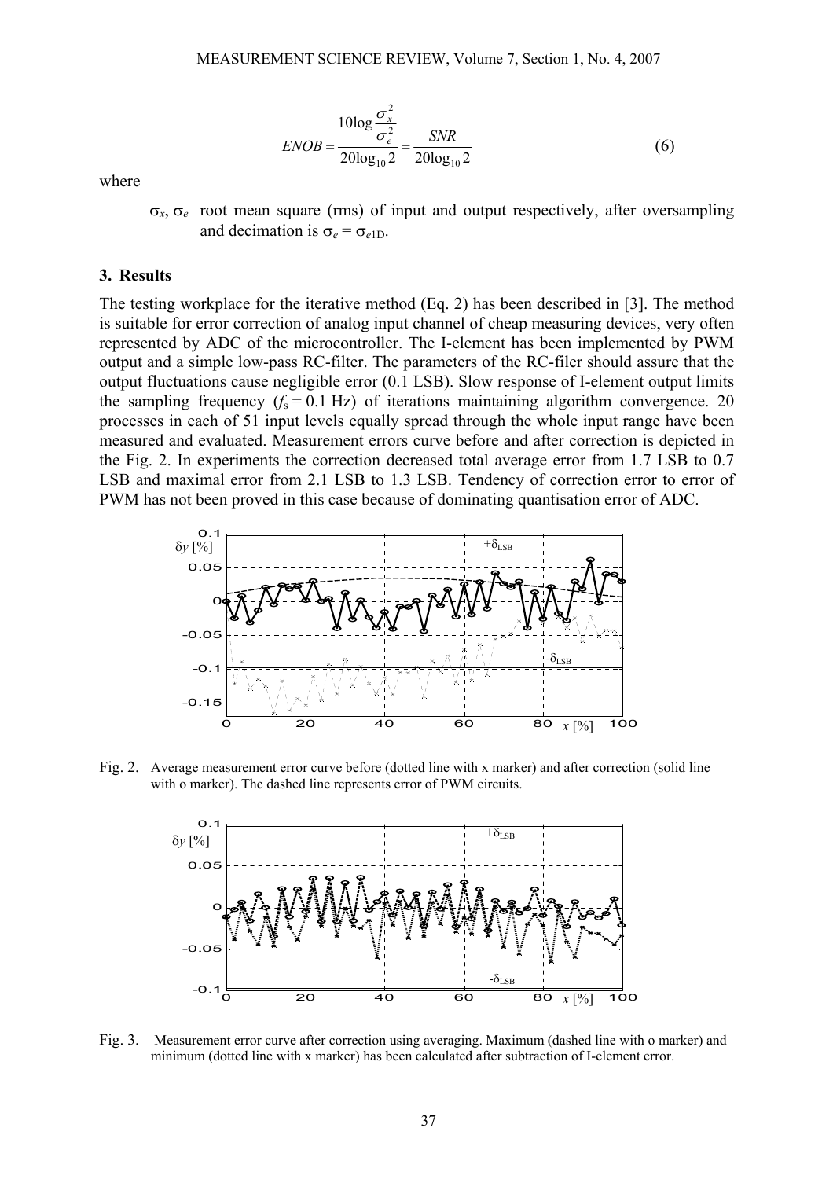$$ENOB = \frac{10\log\frac{\sigma_x^2}{\sigma_e^2}}{20\log_{10}2} = \frac{SNR}{20\log_{10}2} \qquad (6)$$

where

$\sigma_x$, $\sigma_e$ root mean square (rms) of input and output respectively, after oversampling and decimation is $\sigma_e = \sigma_{e1D}$.

## 3. Results

The testing workplace for the iterative method (Eq. 2) has been described in [3]. The method is suitable for error correction of analog input channel of cheap measuring devices, very often represented by ADC of the microcontroller. The I-element has been implemented by PWM output and a simple low-pass RC-filter. The parameters of the RC-filer should assure that the output fluctuations cause negligible error (0.1 LSB). Slow response of I-element output limits the sampling frequency ($f_s = 0.1$ Hz) of iterations maintaining algorithm convergence. 20 processes in each of 51 input levels equally spread through the whole input range have been measured and evaluated. Measurement errors curve before and after correction is depicted in the Fig. 2. In experiments the correction decreased total average error from 1.7 LSB to 0.7 LSB and maximal error from 2.1 LSB to 1.3 LSB. Tendency of correction error to error of PWM has not been proved in this case because of dominating quantisation error of ADC.

Fig. 2. Average measurement error curve before (dotted line with x marker) and after correction (solid line with o marker). The dashed line represents error of PWM circuits.

Fig. 3. Measurement error curve after correction using averaging. Maximum (dashed line with o marker) and minimum (dotted line with x marker) has been calculated after subtraction of I-element error.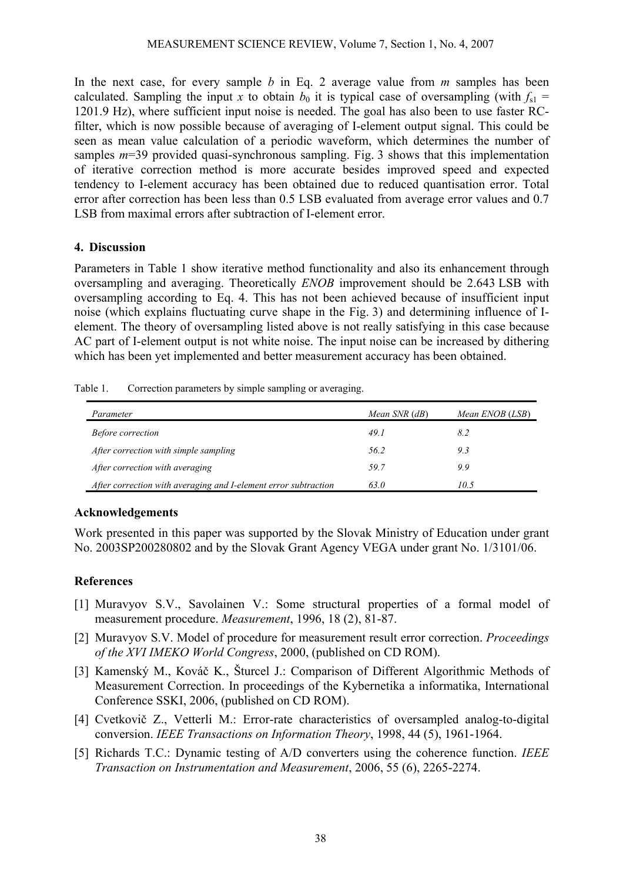In the next case, for every sample $b$ in Eq. 2 average value from $m$ samples has been calculated. Sampling the input $x$ to obtain $b_0$ it is typical case of oversampling (with $f_{s1}$ = 1201.9 Hz), where sufficient input noise is needed. The goal has also been to use faster RC-filter, which is now possible because of averaging of I-element output signal. This could be seen as mean value calculation of a periodic waveform, which determines the number of samples $m$=39 provided quasi-synchronous sampling. Fig. 3 shows that this implementation of iterative correction method is more accurate besides improved speed and expected tendency to I-element accuracy has been obtained due to reduced quantisation error. Total error after correction has been less than 0.5 LSB evaluated from average error values and 0.7 LSB from maximal errors after subtraction of I-element error.

## 4. Discussion

Parameters in Table 1 show iterative method functionality and also its enhancement through oversampling and averaging. Theoretically *ENOB* improvement should be 2.643 LSB with oversampling according to Eq. 4. This has not been achieved because of insufficient input noise (which explains fluctuating curve shape in the Fig. 3) and determining influence of I-element. The theory of oversampling listed above is not really satisfying in this case because AC part of I-element output is not white noise. The input noise can be increased by dithering which has been yet implemented and better measurement accuracy has been obtained.

Table 1. Correction parameters by simple sampling or averaging.

| *Parameter* | *Mean SNR (dB)* | *Mean ENOB (LSB)* |
|---|---|---|
| *Before correction* | *49.1* | *8.2* |
| *After correction with simple sampling* | *56.2* | *9.3* |
| *After correction with averaging* | *59.7* | *9.9* |
| *After correction with averaging and I-element error subtraction* | *63.0* | *10.5* |

### Acknowledgements

Work presented in this paper was supported by the Slovak Ministry of Education under grant No. 2003SP200280802 and by the Slovak Grant Agency VEGA under grant No. 1/3101/06.

### References

[1] Muravyov S.V., Savolainen V.: Some structural properties of a formal model of measurement procedure. *Measurement*, 1996, 18 (2), 81-87.

[2] Muravyov S.V. Model of procedure for measurement result error correction. *Proceedings of the XVI IMEKO World Congress*, 2000, (published on CD ROM).

[3] Kamenský M., Kováč K., Šturcel J.: Comparison of Different Algorithmic Methods of Measurement Correction. In proceedings of the Kybernetika a informatika, International Conference SSKI, 2006, (published on CD ROM).

[4] Cvetkovič Z., Vetterli M.: Error-rate characteristics of oversampled analog-to-digital conversion. *IEEE Transactions on Information Theory*, 1998, 44 (5), 1961-1964.

[5] Richards T.C.: Dynamic testing of A/D converters using the coherence function. *IEEE Transaction on Instrumentation and Measurement*, 2006, 55 (6), 2265-2274.